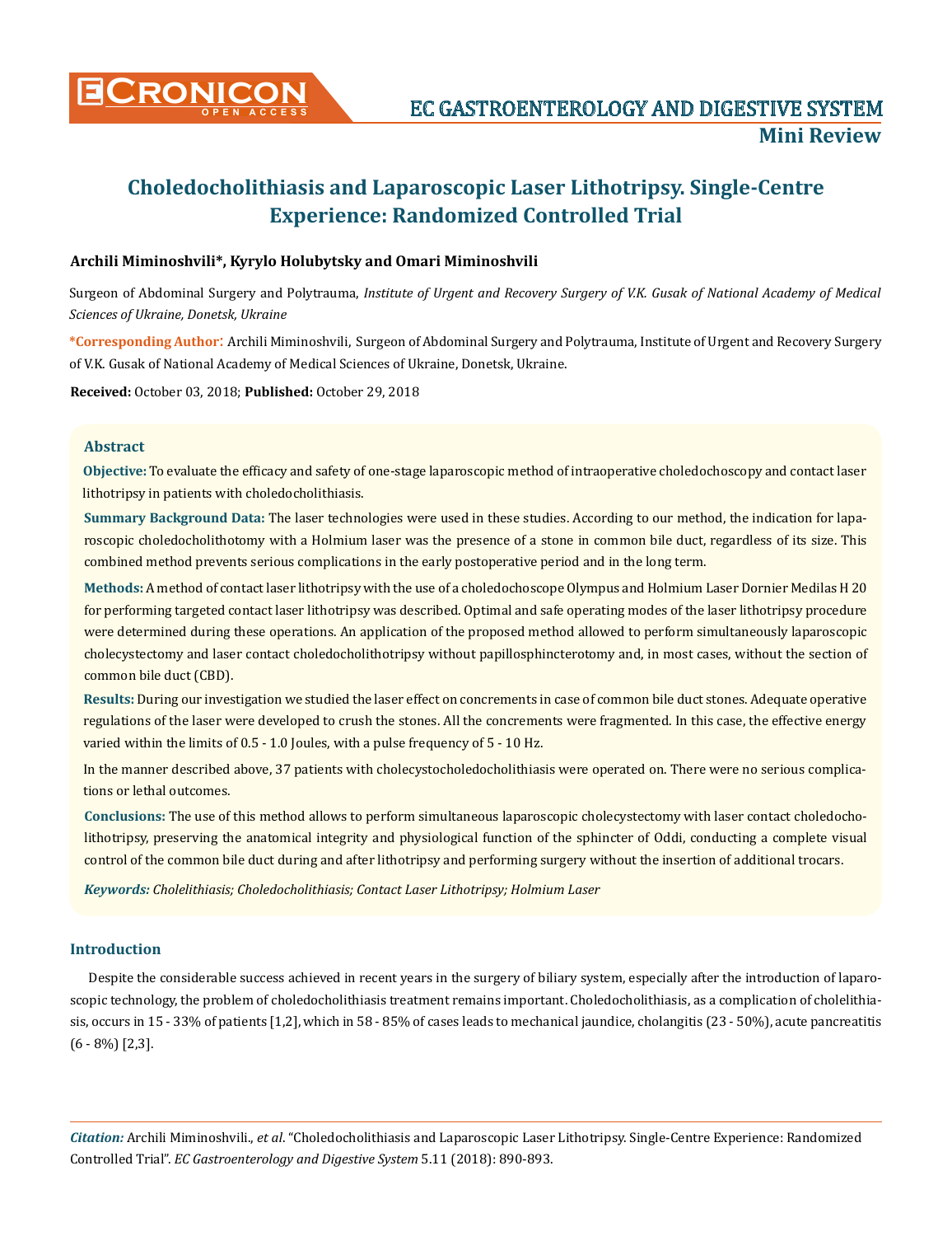# Choledocholithiasis and Laparoscopic Laser Lithotripsy. Single-Centre Experience: Randomized Controlled Trial

**Mini Review**

**Archili Miminoshvili\*, Kyrylo Holubytsky and Omari Miminoshvili**

Surgeon of Abdominal Surgery and Polytrauma, *Institute of Urgent and Recovery Surgery of V.K. Gusak of National Academy of Medical Sciences of Ukraine, Donetsk, Ukraine*

**\*Corresponding Author:** Archili Miminoshvili, Surgeon of Abdominal Surgery and Polytrauma, Institute of Urgent and Recovery Surgery of V.K. Gusak of National Academy of Medical Sciences of Ukraine, Donetsk, Ukraine.

**Received:** October 03, 2018; **Published:** October 29, 2018

## Abstract

**Objective:** To evaluate the efficacy and safety of one-stage laparoscopic method of intraoperative choledochoscopy and contact laser lithotripsy in patients with choledocholithiasis.

**Summary Background Data:** The laser technologies were used in these studies. According to our method, the indication for laparoscopic choledocholithotomy with a Holmium laser was the presence of a stone in common bile duct, regardless of its size. This combined method prevents serious complications in the early postoperative period and in the long term.

**Methods:** A method of contact laser lithotripsy with the use of a choledochoscope Olympus and Holmium Laser Dornier Medilas H 20 for performing targeted contact laser lithotripsy was described. Optimal and safe operating modes of the laser lithotripsy procedure were determined during these operations. An application of the proposed method allowed to perform simultaneously laparoscopic cholecystectomy and laser contact choledocholithotripsy without papillosphincterotomy and, in most cases, without the section of common bile duct (CBD).

**Results:** During our investigation we studied the laser effect on concrements in case of common bile duct stones. Adequate operative regulations of the laser were developed to crush the stones. All the concrements were fragmented. In this case, the effective energy varied within the limits of 0.5 - 1.0 Joules, with a pulse frequency of 5 - 10 Hz.

In the manner described above, 37 patients with cholecystocholedocholithiasis were operated on. There were no serious complications or lethal outcomes.

**Conclusions:** The use of this method allows to perform simultaneous laparoscopic cholecystectomy with laser contact choledocholithotripsy, preserving the anatomical integrity and physiological function of the sphincter of Oddi, conducting a complete visual control of the common bile duct during and after lithotripsy and performing surgery without the insertion of additional trocars.

***Keywords:*** *Cholelithiasis; Choledocholithiasis; Contact Laser Lithotripsy; Holmium Laser*

## Introduction

Despite the considerable success achieved in recent years in the surgery of biliary system, especially after the introduction of laparoscopic technology, the problem of choledocholithiasis treatment remains important. Choledocholithiasis, as a complication of cholelithiasis, occurs in 15 - 33% of patients [1,2], which in 58 - 85% of cases leads to mechanical jaundice, cholangitis (23 - 50%), acute pancreatitis (6 - 8%) [2,3].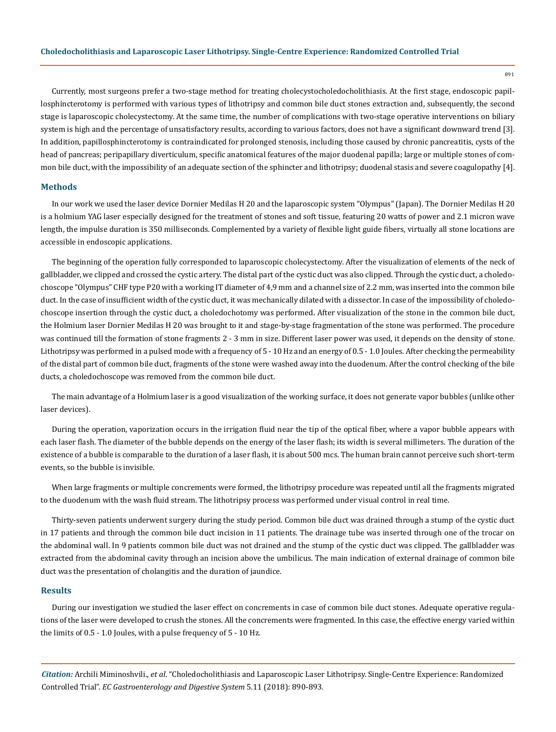Currently, most surgeons prefer a two-stage method for treating cholecystocholedocholithiasis. At the first stage, endoscopic papillosphincterotomy is performed with various types of lithotripsy and common bile duct stones extraction and, subsequently, the second stage is laparoscopic cholecystectomy. At the same time, the number of complications with two-stage operative interventions on biliary system is high and the percentage of unsatisfactory results, according to various factors, does not have a significant downward trend [3]. In addition, papillosphincterotomy is contraindicated for prolonged stenosis, including those caused by chronic pancreatitis, cysts of the head of pancreas; peripapillary diverticulum, specific anatomical features of the major duodenal papilla; large or multiple stones of common bile duct, with the impossibility of an adequate section of the sphincter and lithotripsy; duodenal stasis and severe coagulopathy [4].

## Methods

In our work we used the laser device Dornier Medilas H 20 and the laparoscopic system "Olympus" (Japan). The Dornier Medilas H 20 is a holmium YAG laser especially designed for the treatment of stones and soft tissue, featuring 20 watts of power and 2.1 micron wave length, the impulse duration is 350 milliseconds. Complemented by a variety of flexible light guide fibers, virtually all stone locations are accessible in endoscopic applications.

The beginning of the operation fully corresponded to laparoscopic cholecystectomy. After the visualization of elements of the neck of gallbladder, we clipped and crossed the cystic artery. The distal part of the cystic duct was also clipped. Through the cystic duct, a choledochoscope "Olympus" CHF type P20 with a working IT diameter of 4,9 mm and a channel size of 2.2 mm, was inserted into the common bile duct. In the case of insufficient width of the cystic duct, it was mechanically dilated with a dissector. In case of the impossibility of choledochoscope insertion through the cystic duct, a choledochotomy was performed. After visualization of the stone in the common bile duct, the Holmium laser Dornier Medilas H 20 was brought to it and stage-by-stage fragmentation of the stone was performed. The procedure was continued till the formation of stone fragments 2 - 3 mm in size. Different laser power was used, it depends on the density of stone. Lithotripsy was performed in a pulsed mode with a frequency of 5 - 10 Hz and an energy of 0.5 - 1.0 Joules. After checking the permeability of the distal part of common bile duct, fragments of the stone were washed away into the duodenum. After the control checking of the bile ducts, a choledochoscope was removed from the common bile duct.

The main advantage of a Holmium laser is a good visualization of the working surface, it does not generate vapor bubbles (unlike other laser devices).

During the operation, vaporization occurs in the irrigation fluid near the tip of the optical fiber, where a vapor bubble appears with each laser flash. The diameter of the bubble depends on the energy of the laser flash; its width is several millimeters. The duration of the existence of a bubble is comparable to the duration of a laser flash, it is about 500 mcs. The human brain cannot perceive such short-term events, so the bubble is invisible.

When large fragments or multiple concrements were formed, the lithotripsy procedure was repeated until all the fragments migrated to the duodenum with the wash fluid stream. The lithotripsy process was performed under visual control in real time.

Thirty-seven patients underwent surgery during the study period. Common bile duct was drained through a stump of the cystic duct in 17 patients and through the common bile duct incision in 11 patients. The drainage tube was inserted through one of the trocar on the abdominal wall. In 9 patients common bile duct was not drained and the stump of the cystic duct was clipped. The gallbladder was extracted from the abdominal cavity through an incision above the umbilicus. The main indication of external drainage of common bile duct was the presentation of cholangitis and the duration of jaundice.

## Results

During our investigation we studied the laser effect on concrements in case of common bile duct stones. Adequate operative regulations of the laser were developed to crush the stones. All the concrements were fragmented. In this case, the effective energy varied within the limits of 0.5 - 1.0 Joules, with a pulse frequency of 5 - 10 Hz.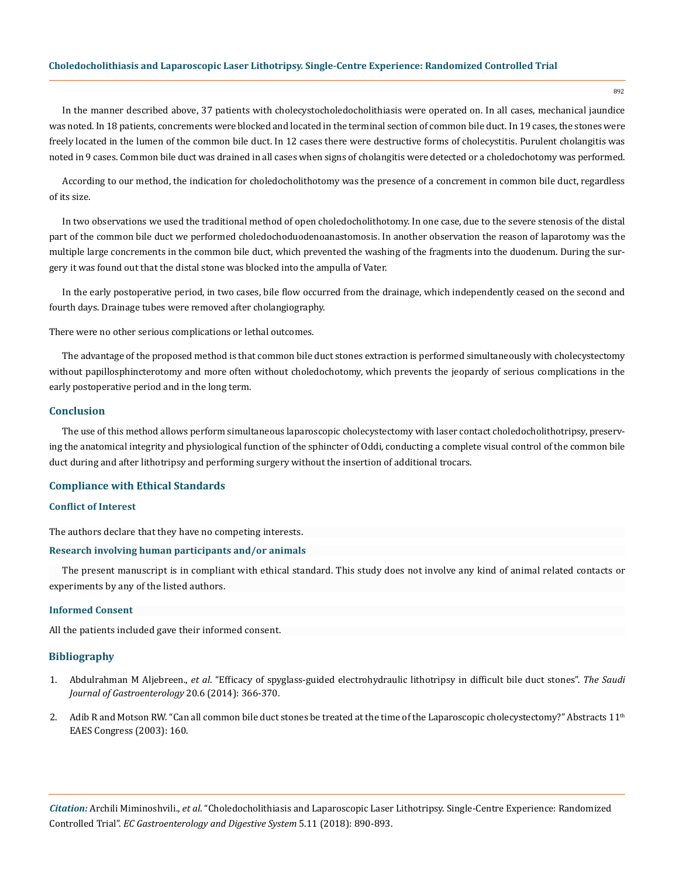In the manner described above, 37 patients with cholecystocholedocholithiasis were operated on. In all cases, mechanical jaundice was noted. In 18 patients, concrements were blocked and located in the terminal section of common bile duct. In 19 cases, the stones were freely located in the lumen of the common bile duct. In 12 cases there were destructive forms of cholecystitis. Purulent cholangitis was noted in 9 cases. Common bile duct was drained in all cases when signs of cholangitis were detected or a choledochotomy was performed.

According to our method, the indication for choledocholithotomy was the presence of a concrement in common bile duct, regardless of its size.

In two observations we used the traditional method of open choledocholithotomy. In one case, due to the severe stenosis of the distal part of the common bile duct we performed choledochoduodenoanastomosis. In another observation the reason of laparotomy was the multiple large concrements in the common bile duct, which prevented the washing of the fragments into the duodenum. During the surgery it was found out that the distal stone was blocked into the ampulla of Vater.

In the early postoperative period, in two cases, bile flow occurred from the drainage, which independently ceased on the second and fourth days. Drainage tubes were removed after cholangiography.

There were no other serious complications or lethal outcomes.

The advantage of the proposed method is that common bile duct stones extraction is performed simultaneously with cholecystectomy without papillosphincterotomy and more often without choledochotomy, which prevents the jeopardy of serious complications in the early postoperative period and in the long term.

## Conclusion

The use of this method allows perform simultaneous laparoscopic cholecystectomy with laser contact choledocholithotripsy, preserving the anatomical integrity and physiological function of the sphincter of Oddi, conducting a complete visual control of the common bile duct during and after lithotripsy and performing surgery without the insertion of additional trocars.

## Compliance with Ethical Standards

### Conflict of Interest

The authors declare that they have no competing interests.

### Research involving human participants and/or animals

The present manuscript is in compliant with ethical standard. This study does not involve any kind of animal related contacts or experiments by any of the listed authors.

### Informed Consent

All the patients included gave their informed consent.

## Bibliography

1. Abdulrahman M Aljebreen., *et al*. "Efficacy of spyglass-guided electrohydraulic lithotripsy in difficult bile duct stones". *The Saudi Journal of Gastroenterology* 20.6 (2014): 366-370.
2. Adib R and Motson RW. "Can all common bile duct stones be treated at the time of the Laparoscopic cholecystectomy?" Abstracts 11th EAES Congress (2003): 160.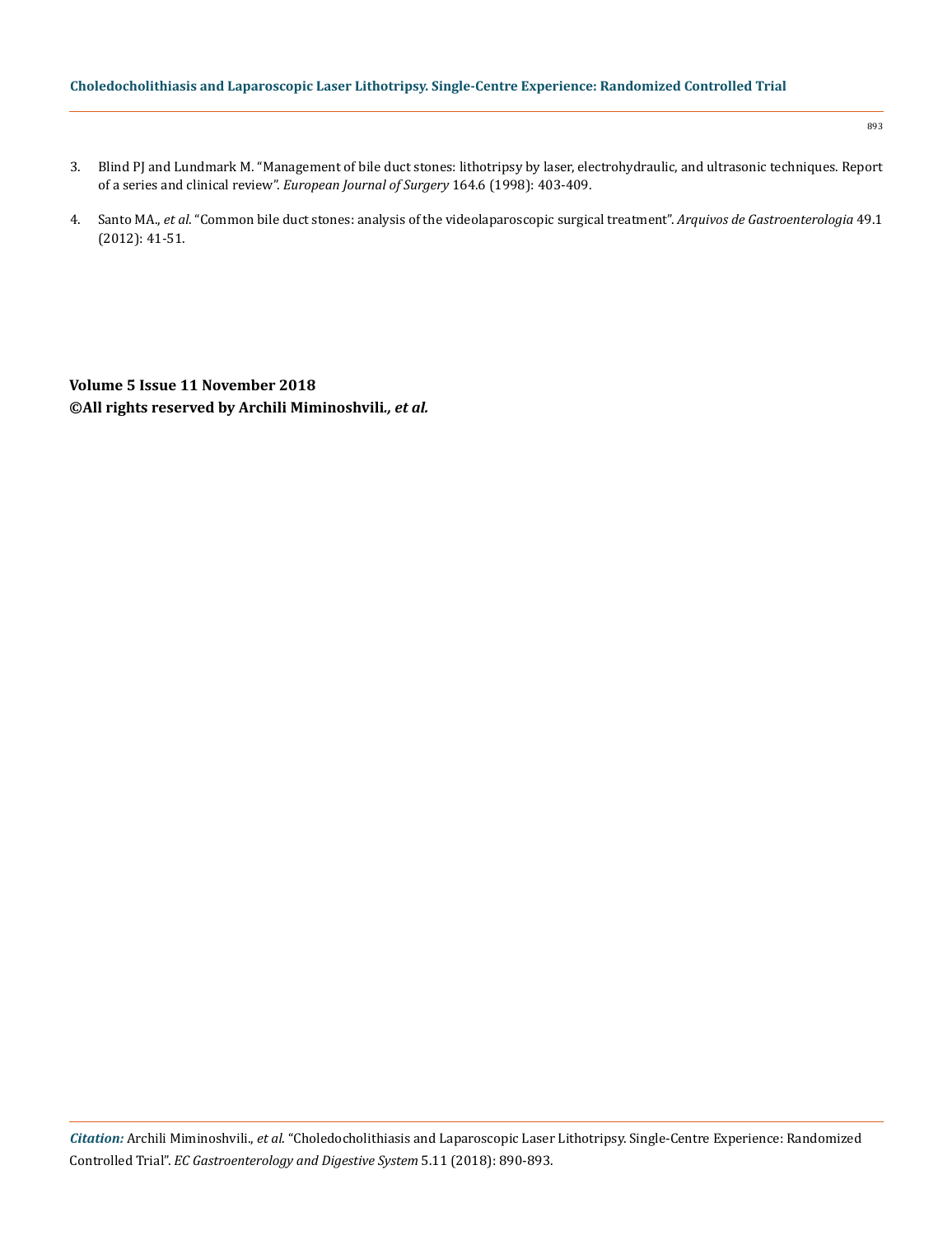3. Blind PJ and Lundmark M. "Management of bile duct stones: lithotripsy by laser, electrohydraulic, and ultrasonic techniques. Report of a series and clinical review". *European Journal of Surgery* 164.6 (1998): 403-409.

4. Santo MA., *et al*. "Common bile duct stones: analysis of the videolaparoscopic surgical treatment". *Arquivos de Gastroenterologia* 49.1 (2012): 41-51.

**Volume 5 Issue 11 November 2018**
**©All rights reserved by Archili Miminoshvili.*, et al.***